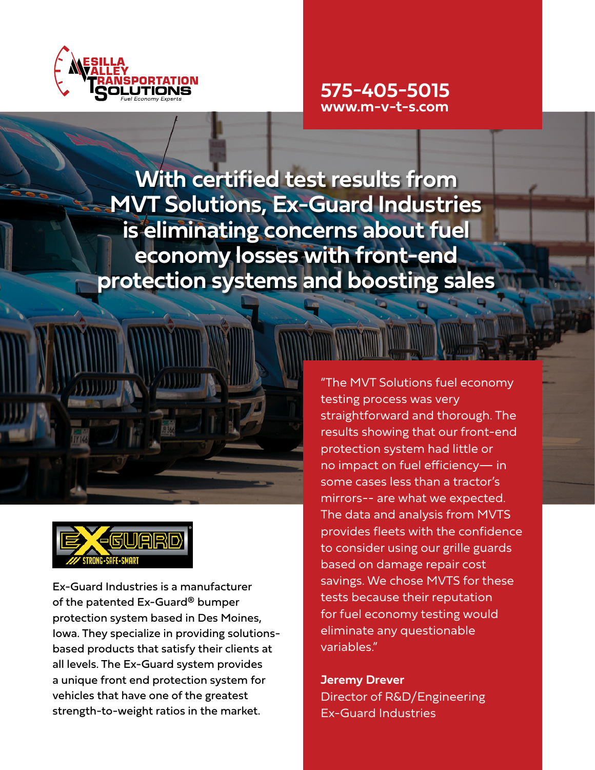MESILLA VALLEY TRANSPORTATION SOLUTIONS

*Fuel Economy Experts*

**575-405-5015**
**www.m-v-t-s.com**

# With certified test results from MVT Solutions, Ex-Guard Industries is eliminating concerns about fuel economy losses with front-end protection systems and boosting sales

EX-GUARD®
STRONG-SAFE-SMART

Ex-Guard Industries is a manufacturer of the patented Ex-Guard® bumper protection system based in Des Moines, Iowa. They specialize in providing solutions-based products that satisfy their clients at all levels. The Ex-Guard system provides a unique front end protection system for vehicles that have one of the greatest strength-to-weight ratios in the market.

"The MVT Solutions fuel economy testing process was very straightforward and thorough. The results showing that our front-end protection system had little or no impact on fuel efficiency— in some cases less than a tractor's mirrors-- are what we expected. The data and analysis from MVTS provides fleets with the confidence to consider using our grille guards based on damage repair cost savings. We chose MVTS for these tests because their reputation for fuel economy testing would eliminate any questionable variables."

**Jeremy Drever**
Director of R&D/Engineering
Ex-Guard Industries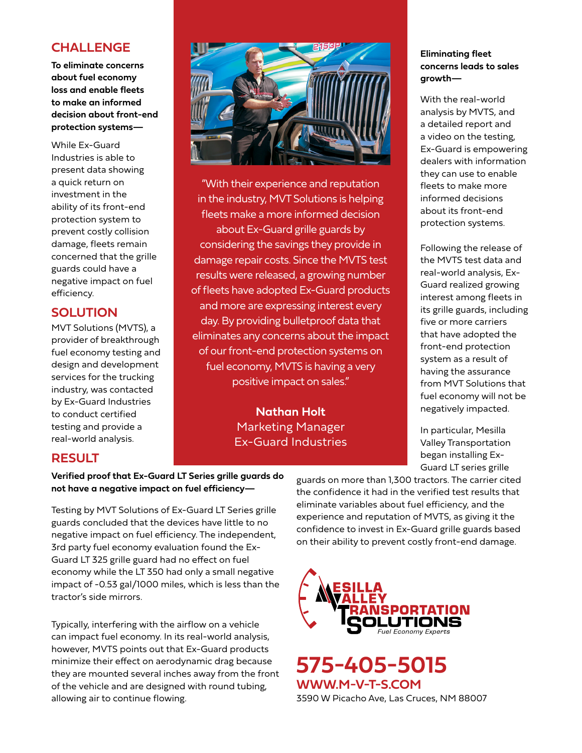## CHALLENGE

**To eliminate concerns about fuel economy loss and enable fleets to make an informed decision about front-end protection systems—**

While Ex-Guard Industries is able to present data showing a quick return on investment in the ability of its front-end protection system to prevent costly collision damage, fleets remain concerned that the grille guards could have a negative impact on fuel efficiency.

## SOLUTION

MVT Solutions (MVTS), a provider of breakthrough fuel economy testing and design and development services for the trucking industry, was contacted by Ex-Guard Industries to conduct certified testing and provide a real-world analysis.

## RESULT

**Verified proof that Ex-Guard LT Series grille guards do not have a negative impact on fuel efficiency—**

Testing by MVT Solutions of Ex-Guard LT Series grille guards concluded that the devices have little to no negative impact on fuel efficiency. The independent, 3rd party fuel economy evaluation found the Ex-Guard LT 325 grille guard had no effect on fuel economy while the LT 350 had only a small negative impact of -0.53 gal/1000 miles, which is less than the tractor's side mirrors.

Typically, interfering with the airflow on a vehicle can impact fuel economy. In its real-world analysis, however, MVTS points out that Ex-Guard products minimize their effect on aerodynamic drag because they are mounted several inches away from the front of the vehicle and are designed with round tubing, allowing air to continue flowing.

"With their experience and reputation in the industry, MVT Solutions is helping fleets make a more informed decision about Ex-Guard grille guards by considering the savings they provide in damage repair costs. Since the MVTS test results were released, a growing number of fleets have adopted Ex-Guard products and more are expressing interest every day. By providing bulletproof data that eliminates any concerns about the impact of our front-end protection systems on fuel economy, MVTS is having a very positive impact on sales."

**Nathan Holt**
Marketing Manager
Ex-Guard Industries

**Eliminating fleet concerns leads to sales growth—**

With the real-world analysis by MVTS, and a detailed report and a video on the testing, Ex-Guard is empowering dealers with information they can use to enable fleets to make more informed decisions about its front-end protection systems.

Following the release of the MVTS test data and real-world analysis, Ex-Guard realized growing interest among fleets in its grille guards, including five or more carriers that have adopted the front-end protection system as a result of having the assurance from MVT Solutions that fuel economy will not be negatively impacted.

In particular, Mesilla Valley Transportation began installing Ex-Guard LT series grille guards on more than 1,300 tractors. The carrier cited the confidence it had in the verified test results that eliminate variables about fuel efficiency, and the experience and reputation of MVTS, as giving it the confidence to invest in Ex-Guard grille guards based on their ability to prevent costly front-end damage.

MESILLA VALLEY TRANSPORTATION SOLUTIONS
*Fuel Economy Experts*

**575-405-5015**
**WWW.M-V-T-S.COM**
3590 W Picacho Ave, Las Cruces, NM 88007